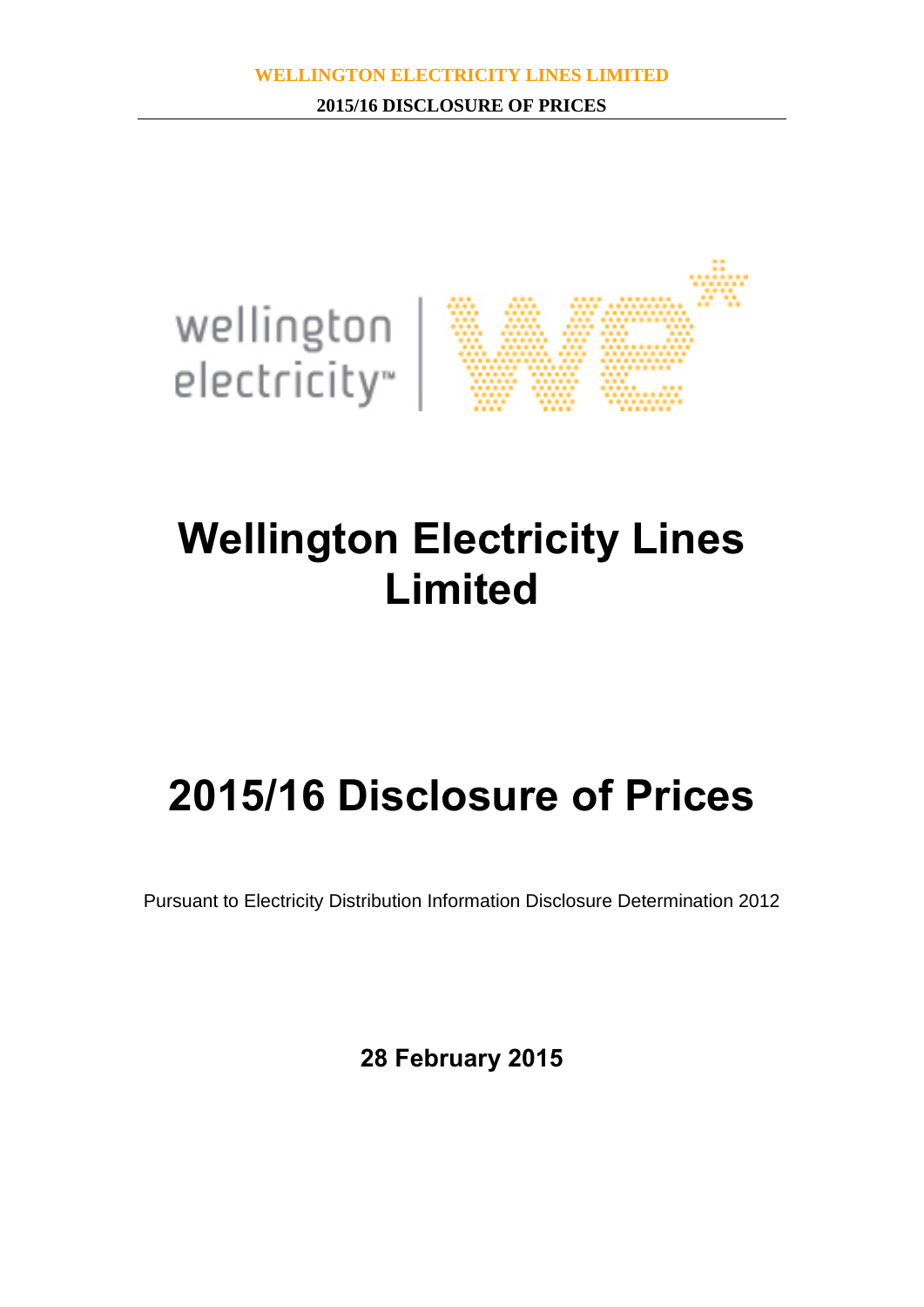# Wellington Electricity Lines Limited

# 2015/16 Disclosure of Prices

Pursuant to Electricity Distribution Information Disclosure Determination 2012

**28 February 2015**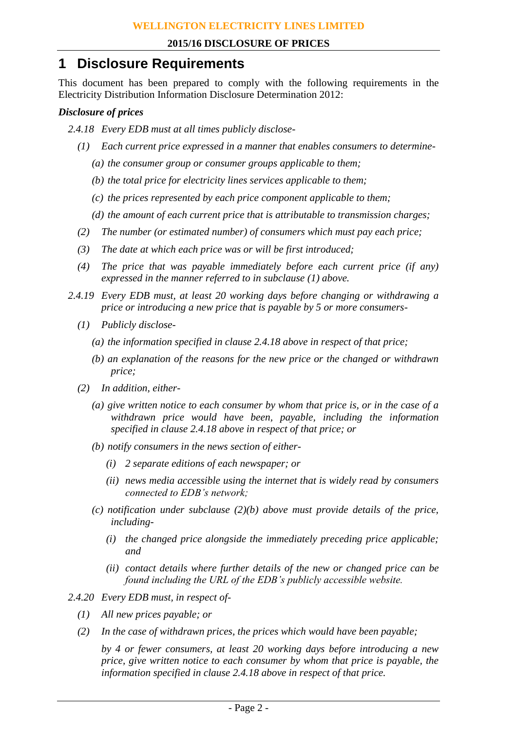# 1 Disclosure Requirements

This document has been prepared to comply with the following requirements in the Electricity Distribution Information Disclosure Determination 2012:

***Disclosure of prices***

*2.4.18 Every EDB must at all times publicly disclose-*

*(1) Each current price expressed in a manner that enables consumers to determine-*

*(a) the consumer group or consumer groups applicable to them;*

*(b) the total price for electricity lines services applicable to them;*

*(c) the prices represented by each price component applicable to them;*

*(d) the amount of each current price that is attributable to transmission charges;*

*(2) The number (or estimated number) of consumers which must pay each price;*

*(3) The date at which each price was or will be first introduced;*

*(4) The price that was payable immediately before each current price (if any) expressed in the manner referred to in subclause (1) above.*

*2.4.19 Every EDB must, at least 20 working days before changing or withdrawing a price or introducing a new price that is payable by 5 or more consumers-*

*(1) Publicly disclose-*

*(a) the information specified in clause 2.4.18 above in respect of that price;*

*(b) an explanation of the reasons for the new price or the changed or withdrawn price;*

*(2) In addition, either-*

*(a) give written notice to each consumer by whom that price is, or in the case of a withdrawn price would have been, payable, including the information specified in clause 2.4.18 above in respect of that price; or*

*(b) notify consumers in the news section of either-*

*(i) 2 separate editions of each newspaper; or*

*(ii) news media accessible using the internet that is widely read by consumers connected to EDB's network;*

*(c) notification under subclause (2)(b) above must provide details of the price, including-*

*(i) the changed price alongside the immediately preceding price applicable; and*

*(ii) contact details where further details of the new or changed price can be found including the URL of the EDB's publicly accessible website.*

*2.4.20 Every EDB must, in respect of-*

*(1) All new prices payable; or*

*(2) In the case of withdrawn prices, the prices which would have been payable;*

*by 4 or fewer consumers, at least 20 working days before introducing a new price, give written notice to each consumer by whom that price is payable, the information specified in clause 2.4.18 above in respect of that price.*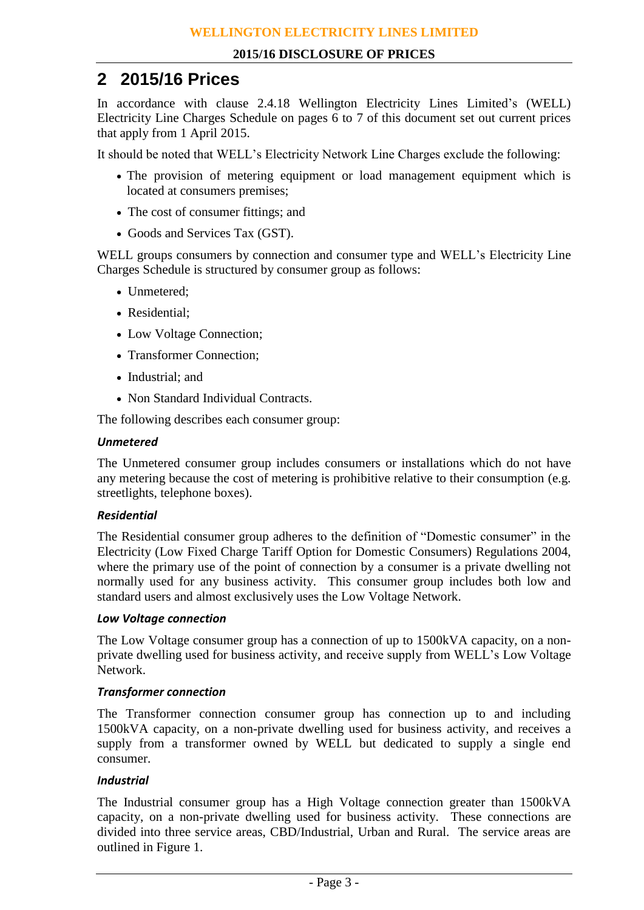## 2 2015/16 Prices

In accordance with clause 2.4.18 Wellington Electricity Lines Limited's (WELL) Electricity Line Charges Schedule on pages 6 to 7 of this document set out current prices that apply from 1 April 2015.

It should be noted that WELL's Electricity Network Line Charges exclude the following:

- The provision of metering equipment or load management equipment which is located at consumers premises;
- The cost of consumer fittings; and
- Goods and Services Tax (GST).

WELL groups consumers by connection and consumer type and WELL's Electricity Line Charges Schedule is structured by consumer group as follows:

- Unmetered;
- Residential;
- Low Voltage Connection;
- Transformer Connection;
- Industrial; and
- Non Standard Individual Contracts.

The following describes each consumer group:

***Unmetered***

The Unmetered consumer group includes consumers or installations which do not have any metering because the cost of metering is prohibitive relative to their consumption (e.g. streetlights, telephone boxes).

***Residential***

The Residential consumer group adheres to the definition of "Domestic consumer" in the Electricity (Low Fixed Charge Tariff Option for Domestic Consumers) Regulations 2004, where the primary use of the point of connection by a consumer is a private dwelling not normally used for any business activity. This consumer group includes both low and standard users and almost exclusively uses the Low Voltage Network.

***Low Voltage connection***

The Low Voltage consumer group has a connection of up to 1500kVA capacity, on a non-private dwelling used for business activity, and receive supply from WELL's Low Voltage Network.

***Transformer connection***

The Transformer connection consumer group has connection up to and including 1500kVA capacity, on a non-private dwelling used for business activity, and receives a supply from a transformer owned by WELL but dedicated to supply a single end consumer.

***Industrial***

The Industrial consumer group has a High Voltage connection greater than 1500kVA capacity, on a non-private dwelling used for business activity. These connections are divided into three service areas, CBD/Industrial, Urban and Rural. The service areas are outlined in Figure 1.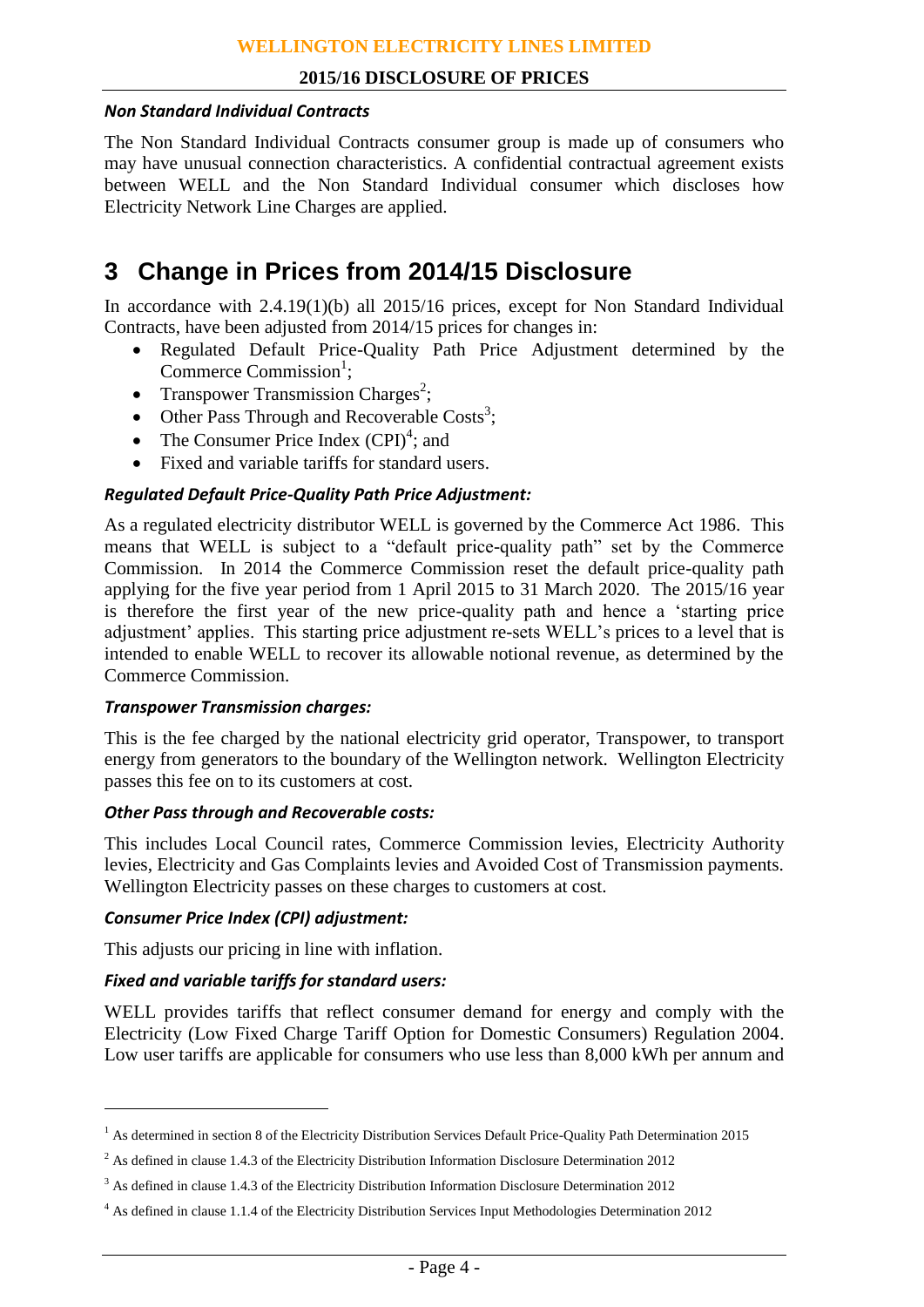### *Non Standard Individual Contracts*

The Non Standard Individual Contracts consumer group is made up of consumers who may have unusual connection characteristics. A confidential contractual agreement exists between WELL and the Non Standard Individual consumer which discloses how Electricity Network Line Charges are applied.

# 3 Change in Prices from 2014/15 Disclosure

In accordance with 2.4.19(1)(b) all 2015/16 prices, except for Non Standard Individual Contracts, have been adjusted from 2014/15 prices for changes in:

- Regulated Default Price-Quality Path Price Adjustment determined by the Commerce Commission[1];
- Transpower Transmission Charges[2];
- Other Pass Through and Recoverable Costs[3];
- The Consumer Price Index (CPI)[4]; and
- Fixed and variable tariffs for standard users.

### *Regulated Default Price-Quality Path Price Adjustment:*

As a regulated electricity distributor WELL is governed by the Commerce Act 1986. This means that WELL is subject to a "default price-quality path" set by the Commerce Commission. In 2014 the Commerce Commission reset the default price-quality path applying for the five year period from 1 April 2015 to 31 March 2020. The 2015/16 year is therefore the first year of the new price-quality path and hence a 'starting price adjustment' applies. This starting price adjustment re-sets WELL's prices to a level that is intended to enable WELL to recover its allowable notional revenue, as determined by the Commerce Commission.

### *Transpower Transmission charges:*

This is the fee charged by the national electricity grid operator, Transpower, to transport energy from generators to the boundary of the Wellington network. Wellington Electricity passes this fee on to its customers at cost.

### *Other Pass through and Recoverable costs:*

This includes Local Council rates, Commerce Commission levies, Electricity Authority levies, Electricity and Gas Complaints levies and Avoided Cost of Transmission payments. Wellington Electricity passes on these charges to customers at cost.

### *Consumer Price Index (CPI) adjustment:*

This adjusts our pricing in line with inflation.

### *Fixed and variable tariffs for standard users:*

WELL provides tariffs that reflect consumer demand for energy and comply with the Electricity (Low Fixed Charge Tariff Option for Domestic Consumers) Regulation 2004. Low user tariffs are applicable for consumers who use less than 8,000 kWh per annum and

---

[1] As determined in section 8 of the Electricity Distribution Services Default Price-Quality Path Determination 2015

[2] As defined in clause 1.4.3 of the Electricity Distribution Information Disclosure Determination 2012

[3] As defined in clause 1.4.3 of the Electricity Distribution Information Disclosure Determination 2012

[4] As defined in clause 1.1.4 of the Electricity Distribution Services Input Methodologies Determination 2012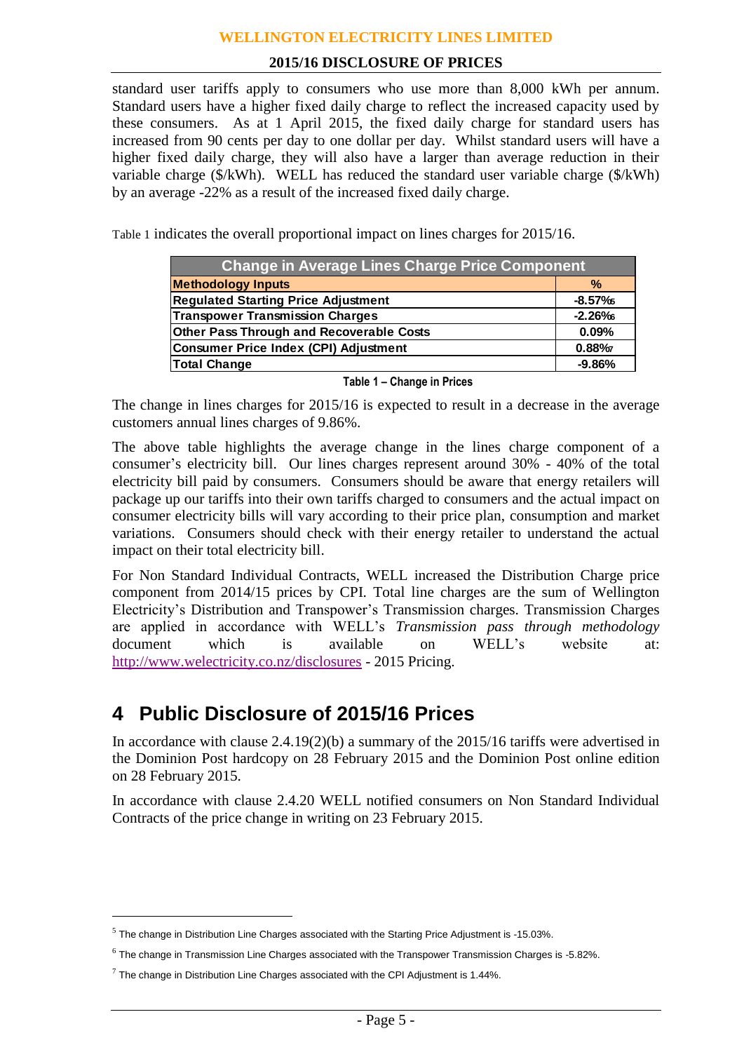standard user tariffs apply to consumers who use more than 8,000 kWh per annum. Standard users have a higher fixed daily charge to reflect the increased capacity used by these consumers. As at 1 April 2015, the fixed daily charge for standard users has increased from 90 cents per day to one dollar per day. Whilst standard users will have a higher fixed daily charge, they will also have a larger than average reduction in their variable charge ($/kWh). WELL has reduced the standard user variable charge ($/kWh) by an average -22% as a result of the increased fixed daily charge.

Table 1 indicates the overall proportional impact on lines charges for 2015/16.

| Change in Average Lines Charge Price Component | |
|---|---|
| **Methodology Inputs** | **%** |
| **Regulated Starting Price Adjustment** | **-8.57%**[5] |
| **Transpower Transmission Charges** | **-2.26%**[6] |
| **Other Pass Through and Recoverable Costs** | **0.09%** |
| **Consumer Price Index (CPI) Adjustment** | **0.88%**[7] |
| **Total Change** | **-9.86%** |

**Table 1 – Change in Prices**

The change in lines charges for 2015/16 is expected to result in a decrease in the average customers annual lines charges of 9.86%.

The above table highlights the average change in the lines charge component of a consumer's electricity bill. Our lines charges represent around 30% - 40% of the total electricity bill paid by consumers. Consumers should be aware that energy retailers will package up our tariffs into their own tariffs charged to consumers and the actual impact on consumer electricity bills will vary according to their price plan, consumption and market variations. Consumers should check with their energy retailer to understand the actual impact on their total electricity bill.

For Non Standard Individual Contracts, WELL increased the Distribution Charge price component from 2014/15 prices by CPI. Total line charges are the sum of Wellington Electricity's Distribution and Transpower's Transmission charges. Transmission Charges are applied in accordance with WELL's *Transmission pass through methodology* document which is available on WELL's website at: http://www.welectricity.co.nz/disclosures - 2015 Pricing.

# 4 Public Disclosure of 2015/16 Prices

In accordance with clause 2.4.19(2)(b) a summary of the 2015/16 tariffs were advertised in the Dominion Post hardcopy on 28 February 2015 and the Dominion Post online edition on 28 February 2015.

In accordance with clause 2.4.20 WELL notified consumers on Non Standard Individual Contracts of the price change in writing on 23 February 2015.

[5] The change in Distribution Line Charges associated with the Starting Price Adjustment is -15.03%.

[6] The change in Transmission Line Charges associated with the Transpower Transmission Charges is -5.82%.

[7] The change in Distribution Line Charges associated with the CPI Adjustment is 1.44%.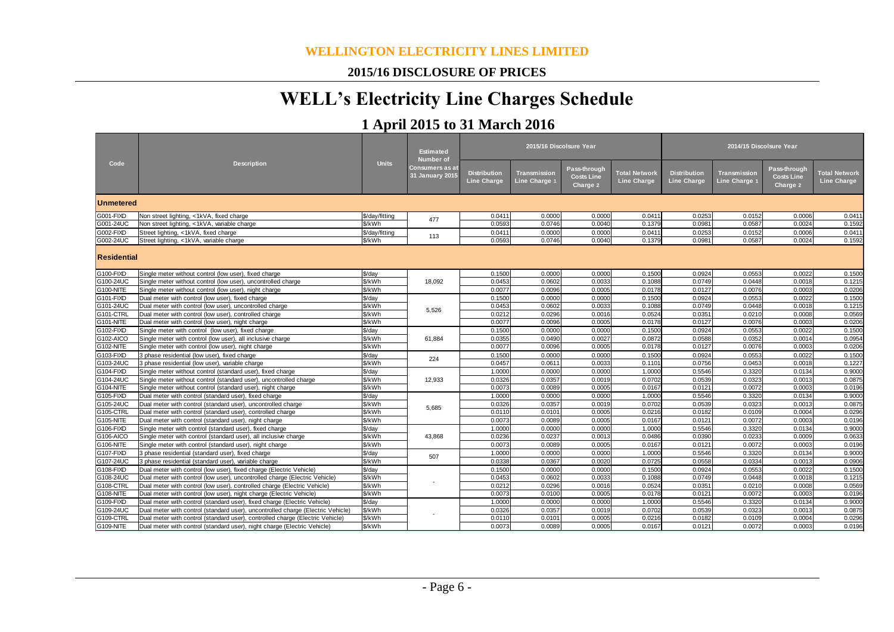# WELLINGTON ELECTRICITY LINES LIMITED

## 2015/16 DISCLOSURE OF PRICES

# WELL's Electricity Line Charges Schedule

## 1 April 2015 to 31 March 2016

| Code | Description | Units | Estimated Number of Consumers as at 31 January 2015 | 2015/16 Discolsure Year | | | | 2014/15 Discolsure Year | | | |
|---|---|---|---|---|---|---|---|---|---|---|---|
| | | | | Distribution Line Charge | Transmission Line Charge 1 | Pass-through Costs Line Charge 2 | Total Network Line Charge | Distribution Line Charge | Transmission Line Charge 1 | Pass-through Costs Line Charge 2 | Total Network Line Charge |
| **Unmetered** | | | | | | | | | | | |
| G001-FIXD | Non street lighting, <1kVA, fixed charge | $/day/fitting | 477 | 0.0411 | 0.0000 | 0.0000 | 0.0411 | 0.0253 | 0.0152 | 0.0006 | 0.0411 |
| G001-24UC | Non street lighting, <1kVA, variable charge | $/kWh | | 0.0593 | 0.0746 | 0.0040 | 0.1379 | 0.0981 | 0.0587 | 0.0024 | 0.1592 |
| G002-FIXD | Street lighting, <1kVA, fixed charge | $/day/fitting | 113 | 0.0411 | 0.0000 | 0.0000 | 0.0411 | 0.0253 | 0.0152 | 0.0006 | 0.0411 |
| G002-24UC | Street lighting, <1kVA, variable charge | $/kWh | | 0.0593 | 0.0746 | 0.0040 | 0.1379 | 0.0981 | 0.0587 | 0.0024 | 0.1592 |
| **Residential** | | | | | | | | | | | |
| G100-FIXD | Single meter without control (low user), fixed charge | $/day | 18,092 | 0.1500 | 0.0000 | 0.0000 | 0.1500 | 0.0924 | 0.0553 | 0.0022 | 0.1500 |
| G100-24UC | Single meter without control (low user), uncontrolled charge | $/kWh | | 0.0453 | 0.0602 | 0.0033 | 0.1088 | 0.0749 | 0.0448 | 0.0018 | 0.1215 |
| G100-NITE | Single meter without control (low user), night charge | $/kWh | | 0.0077 | 0.0096 | 0.0005 | 0.0178 | 0.0127 | 0.0076 | 0.0003 | 0.0206 |
| G101-FIXD | Dual meter with control (low user), fixed charge | $/day | 5,526 | 0.1500 | 0.0000 | 0.0000 | 0.1500 | 0.0924 | 0.0553 | 0.0022 | 0.1500 |
| G101-24UC | Dual meter with control (low user), uncontrolled charge | $/kWh | | 0.0453 | 0.0602 | 0.0033 | 0.1088 | 0.0749 | 0.0448 | 0.0018 | 0.1215 |
| G101-CTRL | Dual meter with control (low user), controlled charge | $/kWh | | 0.0212 | 0.0296 | 0.0016 | 0.0524 | 0.0351 | 0.0210 | 0.0008 | 0.0569 |
| G101-NITE | Dual meter with control (low user), night charge | $/kWh | | 0.0077 | 0.0096 | 0.0005 | 0.0178 | 0.0127 | 0.0076 | 0.0003 | 0.0206 |
| G102-FIXD | Single meter with control (low user), fixed charge | $/day | 61,884 | 0.1500 | 0.0000 | 0.0000 | 0.1500 | 0.0924 | 0.0553 | 0.0022 | 0.1500 |
| G102-AICO | Single meter with control (low user), all inclusive charge | $/kWh | | 0.0355 | 0.0490 | 0.0027 | 0.0872 | 0.0588 | 0.0352 | 0.0014 | 0.0954 |
| G102-NITE | Single meter with control (low user), night charge | $/kWh | | 0.0077 | 0.0096 | 0.0005 | 0.0178 | 0.0127 | 0.0076 | 0.0003 | 0.0206 |
| G103-FIXD | 3 phase residential (low user), fixed charge | $/day | 224 | 0.1500 | 0.0000 | 0.0000 | 0.1500 | 0.0924 | 0.0553 | 0.0022 | 0.1500 |
| G103-24UC | 3 phase residential (low user), variable charge | $/kWh | | 0.0457 | 0.0611 | 0.0033 | 0.1101 | 0.0756 | 0.0453 | 0.0018 | 0.1227 |
| G104-FIXD | Single meter without control (standard user), fixed charge | $/day | 12,933 | 1.0000 | 0.0000 | 0.0000 | 1.0000 | 0.5546 | 0.3320 | 0.0134 | 0.9000 |
| G104-24UC | Single meter without control (standard user), uncontrolled charge | $/kWh | | 0.0326 | 0.0357 | 0.0019 | 0.0702 | 0.0539 | 0.0323 | 0.0013 | 0.0875 |
| G104-NITE | Single meter without control (standard user), night charge | $/kWh | | 0.0073 | 0.0089 | 0.0005 | 0.0167 | 0.0121 | 0.0072 | 0.0003 | 0.0196 |
| G105-FIXD | Dual meter with control (standard user), fixed charge | $/day | 5,685 | 1.0000 | 0.0000 | 0.0000 | 1.0000 | 0.5546 | 0.3320 | 0.0134 | 0.9000 |
| G105-24UC | Dual meter with control (standard user), uncontrolled charge | $/kWh | | 0.0326 | 0.0357 | 0.0019 | 0.0702 | 0.0539 | 0.0323 | 0.0013 | 0.0875 |
| G105-CTRL | Dual meter with control (standard user), controlled charge | $/kWh | | 0.0110 | 0.0101 | 0.0005 | 0.0216 | 0.0182 | 0.0109 | 0.0004 | 0.0296 |
| G105-NITE | Dual meter with control (standard user), night charge | $/kWh | | 0.0073 | 0.0089 | 0.0005 | 0.0167 | 0.0121 | 0.0072 | 0.0003 | 0.0196 |
| G106-FIXD | Single meter with control (standard user), fixed charge | $/day | 43,868 | 1.0000 | 0.0000 | 0.0000 | 1.0000 | 0.5546 | 0.3320 | 0.0134 | 0.9000 |
| G106-AICO | Single meter with control (standard user), all inclusive charge | $/kWh | | 0.0236 | 0.0237 | 0.0013 | 0.0486 | 0.0390 | 0.0233 | 0.0009 | 0.0633 |
| G106-NITE | Single meter with control (standard user), night charge | $/kWh | | 0.0073 | 0.0089 | 0.0005 | 0.0167 | 0.0121 | 0.0072 | 0.0003 | 0.0196 |
| G107-FIXD | 3 phase residential (standard user), fixed charge | $/day | 507 | 1.0000 | 0.0000 | 0.0000 | 1.0000 | 0.5546 | 0.3320 | 0.0134 | 0.9000 |
| G107-24UC | 3 phase residential (standard user), variable charge | $/kWh | | 0.0338 | 0.0367 | 0.0020 | 0.0725 | 0.0558 | 0.0334 | 0.0013 | 0.0906 |
| G108-FIXD | Dual meter with control (low user), fixed charge (Electric Vehicle) | $/day | - | 0.1500 | 0.0000 | 0.0000 | 0.1500 | 0.0924 | 0.0553 | 0.0022 | 0.1500 |
| G108-24UC | Dual meter with control (low user), uncontrolled charge (Electric Vehicle) | $/kWh | | 0.0453 | 0.0602 | 0.0033 | 0.1088 | 0.0749 | 0.0448 | 0.0018 | 0.1215 |
| G108-CTRL | Dual meter with control (low user), controlled charge (Electric Vehicle) | $/kWh | | 0.0212 | 0.0296 | 0.0016 | 0.0524 | 0.0351 | 0.0210 | 0.0008 | 0.0569 |
| G108-NITE | Dual meter with control (low user), night charge (Electric Vehicle) | $/kWh | | 0.0073 | 0.0100 | 0.0005 | 0.0178 | 0.0121 | 0.0072 | 0.0003 | 0.0196 |
| G109-FIXD | Dual meter with control (standard user), fixed charge (Electric Vehicle) | $/day | - | 1.0000 | 0.0000 | 0.0000 | 1.0000 | 0.5546 | 0.3320 | 0.0134 | 0.9000 |
| G109-24UC | Dual meter with control (standard user), uncontrolled charge (Electric Vehicle) | $/kWh | | 0.0326 | 0.0357 | 0.0019 | 0.0702 | 0.0539 | 0.0323 | 0.0013 | 0.0875 |
| G109-CTRL | Dual meter with control (standard user), controlled charge (Electric Vehicle) | $/kWh | | 0.0110 | 0.0101 | 0.0005 | 0.0216 | 0.0182 | 0.0109 | 0.0004 | 0.0296 |
| G109-NITE | Dual meter with control (standard user), night charge (Electric Vehicle) | $/kWh | | 0.0073 | 0.0089 | 0.0005 | 0.0167 | 0.0121 | 0.0072 | 0.0003 | 0.0196 |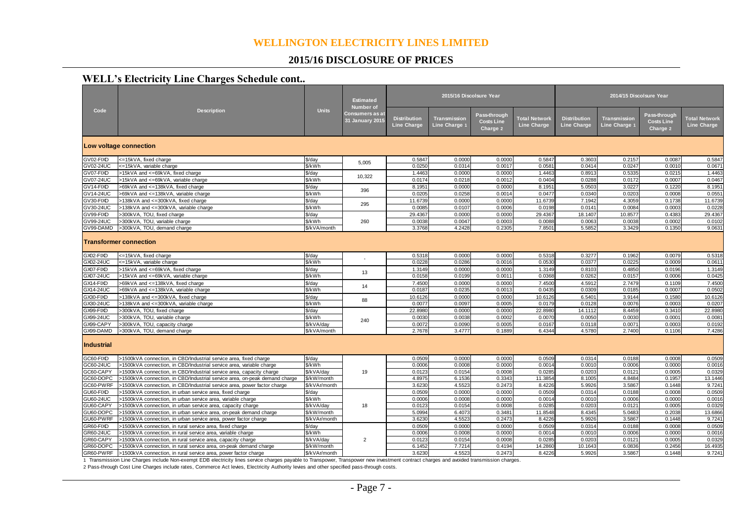# WELLINGTON ELECTRICITY LINES LIMITED

## 2015/16 DISCLOSURE OF PRICES

### WELL's Electricity Line Charges Schedule cont..

| Code | Description | Units | Estimated Number of Consumers as at 31 January 2015 | 2015/16 Discolsure Year | | | | 2014/15 Disclosure Year | | | |
|---|---|---|---|---|---|---|---|---|---|---|---|
| | | | | Distribution Line Charge | Transmission Line Charge 1 | Pass-through Costs Line Charge 2 | Total Network Line Charge | Distribution Line Charge | Transmission Line Charge 1 | Pass-through Costs Line Charge 2 | Total Network Line Charge |
| **Low voltage connection** | | | | | | | | | | | |
| GV02-FIXD | <=15kVA, fixed charge | $/day | 5,005 | 0.5847 | 0.0000 | 0.0000 | 0.5847 | 0.3603 | 0.2157 | 0.0087 | 0.5847 |
| GV02-24UC | <=15kVA, variable charge | $/kWh | | 0.0250 | 0.0314 | 0.0017 | 0.0581 | 0.0414 | 0.0247 | 0.0010 | 0.0671 |
| GV07-FIXD | >15kVA and <=69kVA, fixed charge | $/day | 10,322 | 1.4463 | 0.0000 | 0.0000 | 1.4463 | 0.8913 | 0.5335 | 0.0215 | 1.4463 |
| GV07-24UC | >15kVA and <=69kVA, variable charge | $/kWh | | 0.0174 | 0.0218 | 0.0012 | 0.0404 | 0.0288 | 0.0172 | 0.0007 | 0.0467 |
| GV14-FIXD | >69kVA and <=138kVA, fixed charge | $/day | 396 | 8.1951 | 0.0000 | 0.0000 | 8.1951 | 5.0503 | 3.0227 | 0.1220 | 8.1951 |
| GV14-24UC | >69kVA and <=138kVA, variable charge | $/kWh | | 0.0205 | 0.0258 | 0.0014 | 0.0477 | 0.0340 | 0.0203 | 0.0008 | 0.0551 |
| GV30-FIXD | >138kVA and <=300kVA, fixed charge | $/day | 295 | 11.6739 | 0.0000 | 0.0000 | 11.6739 | 7.1942 | 4.3059 | 0.1738 | 11.6739 |
| GV30-24UC | >138kVA and <=300kVA, variable charge | $/kWh | | 0.0085 | 0.0107 | 0.0006 | 0.0198 | 0.0141 | 0.0084 | 0.0003 | 0.0228 |
| GV99-FIXD | >300kVA, TOU, fixed charge | $/day | 260 | 29.4367 | 0.0000 | 0.0000 | 29.4367 | 18.1407 | 10.8577 | 0.4383 | 29.4367 |
| GV99-24UC | >300kVA, TOU, variable charge | $/kWh | | 0.0038 | 0.0047 | 0.0003 | 0.0088 | 0.0063 | 0.0038 | 0.0002 | 0.0102 |
| GV99-DAMD | >300kVA, TOU, demand charge | $/kVA/month | | 3.3768 | 4.2428 | 0.2305 | 7.8501 | 5.5852 | 3.3429 | 0.1350 | 9.0631 |
| **Transformer connection** | | | | | | | | | | | |
| GX02-FIXD | <=15kVA, fixed charge | $/day | - | 0.5318 | 0.0000 | 0.0000 | 0.5318 | 0.3277 | 0.1962 | 0.0079 | 0.5318 |
| GX02-24UC | <=15kVA, variable charge | $/kWh | | 0.0228 | 0.0286 | 0.0016 | 0.0530 | 0.0377 | 0.0225 | 0.0009 | 0.0611 |
| GX07-FIXD | >15kVA and <=69kVA, fixed charge | $/day | 13 | 1.3149 | 0.0000 | 0.0000 | 1.3149 | 0.8103 | 0.4850 | 0.0196 | 1.3149 |
| GX07-24UC | >15kVA and <=69kVA, variable charge | $/kWh | | 0.0158 | 0.0199 | 0.0011 | 0.0368 | 0.0262 | 0.0157 | 0.0006 | 0.0425 |
| GX14-FIXD | >69kVA and <=138kVA, fixed charge | $/day | 14 | 7.4500 | 0.0000 | 0.0000 | 7.4500 | 4.5912 | 2.7479 | 0.1109 | 7.4500 |
| GX14-24UC | >69kVA and <=138kVA, variable charge | $/kWh | | 0.0187 | 0.0235 | 0.0013 | 0.0435 | 0.0309 | 0.0185 | 0.0007 | 0.0502 |
| GX30-FIXD | >138kVA and <=300kVA, fixed charge | $/day | 88 | 10.6126 | 0.0000 | 0.0000 | 10.6126 | 6.5401 | 3.9144 | 0.1580 | 10.6126 |
| GX30-24UC | >138kVA and <=300kVA, variable charge | $/kWh | | 0.0077 | 0.0097 | 0.0005 | 0.0179 | 0.0128 | 0.0076 | 0.0003 | 0.0207 |
| GX99-FIXD | >300kVA, TOU, fixed charge | $/day | 240 | 22.8980 | 0.0000 | 0.0000 | 22.8980 | 14.1112 | 8.4459 | 0.3410 | 22.8980 |
| GX99-24UC | >300kVA, TOU, variable charge | $/kWh | | 0.0030 | 0.0038 | 0.0002 | 0.0070 | 0.0050 | 0.0030 | 0.0001 | 0.0081 |
| GX99-CAPY | >300kVA, TOU, capacity charge | $/kVA/day | | 0.0072 | 0.0090 | 0.0005 | 0.0167 | 0.0118 | 0.0071 | 0.0003 | 0.0192 |
| GX99-DAMD | >300kVA, TOU, demand charge | $/kVA/month | | 2.7678 | 3.4777 | 0.1889 | 6.4344 | 4.5780 | 2.7400 | 0.1106 | 7.4286 |
| **Industrial** | | | | | | | | | | | |
| GC60-FIXD | >1500kVA connection, in CBD/Industrial service area, fixed charge | $/day | 19 | 0.0509 | 0.0000 | 0.0000 | 0.0509 | 0.0314 | 0.0188 | 0.0008 | 0.0509 |
| GC60-24UC | >1500kVA connection, in CBD/Industrial service area, variable charge | $/kWh | | 0.0006 | 0.0008 | 0.0000 | 0.0014 | 0.0010 | 0.0006 | 0.0000 | 0.0016 |
| GC60-CAPY | >1500kVA connection, in CBD/Industrial service area, capacity charge | $/kVA/day | | 0.0123 | 0.0154 | 0.0008 | 0.0285 | 0.0203 | 0.0121 | 0.0005 | 0.0329 |
| GC60-DOPC | >1500kVA connection, in CBD/Industrial service area, on-peak demand charge | $/kW/month | | 4.8975 | 6.1536 | 0.3343 | 11.3854 | 8.1005 | 4.8484 | 0.1957 | 13.1446 |
| GC60-PWRF | >1500kVA connection, in CBD/Industrial service area, power factor charge | $/kVAr/month | | 3.6230 | 4.5523 | 0.2473 | 8.4226 | 5.9926 | 3.5867 | 0.1448 | 9.7241 |
| GU60-FIXD | >1500kVA connection, in urban service area, fixed charge | $/day | 18 | 0.0509 | 0.0000 | 0.0000 | 0.0509 | 0.0314 | 0.0188 | 0.0008 | 0.0509 |
| GU60-24UC | >1500kVA connection, in urban service area, variable charge | $/kWh | | 0.0006 | 0.0008 | 0.0000 | 0.0014 | 0.0010 | 0.0006 | 0.0000 | 0.0016 |
| GU60-CAPY | >1500kVA connection, in urban service area, capacity charge | $/kVA/day | | 0.0123 | 0.0154 | 0.0008 | 0.0285 | 0.0203 | 0.0121 | 0.0005 | 0.0329 |
| GU60-DOPC | >1500kVA connection, in urban service area, on-peak demand charge | $/kW/month | | 5.0994 | 6.4073 | 0.3481 | 11.8548 | 8.4345 | 5.0483 | 0.2038 | 13.6866 |
| GU60-PWRF | >1500kVA connection, in urban service area, power factor charge | $/kVAr/month | | 3.6230 | 4.5523 | 0.2473 | 8.4226 | 5.9926 | 3.5867 | 0.1448 | 9.7241 |
| GR60-FIXD | >1500kVA connection, in rural service area, fixed charge | $/day | 2 | 0.0509 | 0.0000 | 0.0000 | 0.0509 | 0.0314 | 0.0188 | 0.0008 | 0.0509 |
| GR60-24UC | >1500kVA connection, in rural service area, variable charge | $/kWh | | 0.0006 | 0.0008 | 0.0000 | 0.0014 | 0.0010 | 0.0006 | 0.0000 | 0.0016 |
| GR60-CAPY | >1500kVA connection, in rural service area, capacity charge | $/kVA/day | | 0.0123 | 0.0154 | 0.0008 | 0.0285 | 0.0203 | 0.0121 | 0.0005 | 0.0329 |
| GR60-DOPC | >1500kVA connection, in rural service area, on-peak demand charge | $/kW/month | | 6.1452 | 7.7214 | 0.4194 | 14.2860 | 10.1643 | 6.0836 | 0.2456 | 16.4935 |
| GR60-PWRF | >1500kVA connection, in rural service area, power factor charge | $/kVAr/month | | 3.6230 | 4.5523 | 0.2473 | 8.4226 | 5.9926 | 3.5867 | 0.1448 | 9.7241 |

1 Transmission Line Charges include Non-exempt EDB electricity lines service charges payable to Transpower, Transpower new investment contract charges and avoided transmission charges.

2 Pass-through Cost Line Charges include rates, Commerce Act levies, Electricity Authority levies and other specified pass-through costs.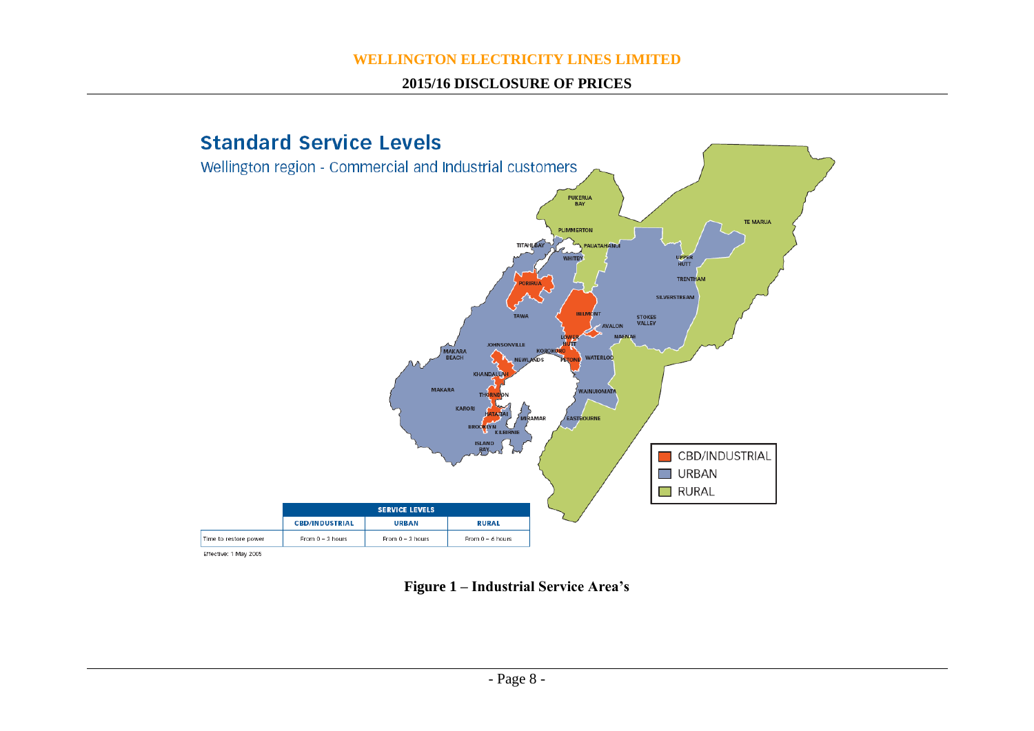## Standard Service Levels

Wellington region - Commercial and Industrial customers

PUKERUA BAY
TE MARUA
PLIMMERTON
TITAHI BAY
PAUATAHANUI
WHITBY
UPPER HUTT
TRENTHAM
PORIRUA
SILVERSTREAM
TAWA
BELMONT
STOKES VALLEY
AVALON
LOWER HUTT
NAENAE
JOHNSONVILLE
KOROKORO
MAKARA BEACH
NEWLANDS
PETONE
WATERLOO
KHANDALLAH
MAKARA
THORNDON
WAINUIOMATA
KARORI
HATAITAI
MIRAMAR
EASTBOURNE
BROOKLYN
KILBIRNIE
ISLAND BAY

CBD/INDUSTRIAL
URBAN
RURAL

| | SERVICE LEVELS | | |
|---|---|---|---|
| | CBD/INDUSTRIAL | URBAN | RURAL |
| Time to restore power | From 0 – 3 hours | From 0 – 3 hours | From 0 – 6 hours |

Effective: 1 May 2005

**Figure 1 – Industrial Service Area's**